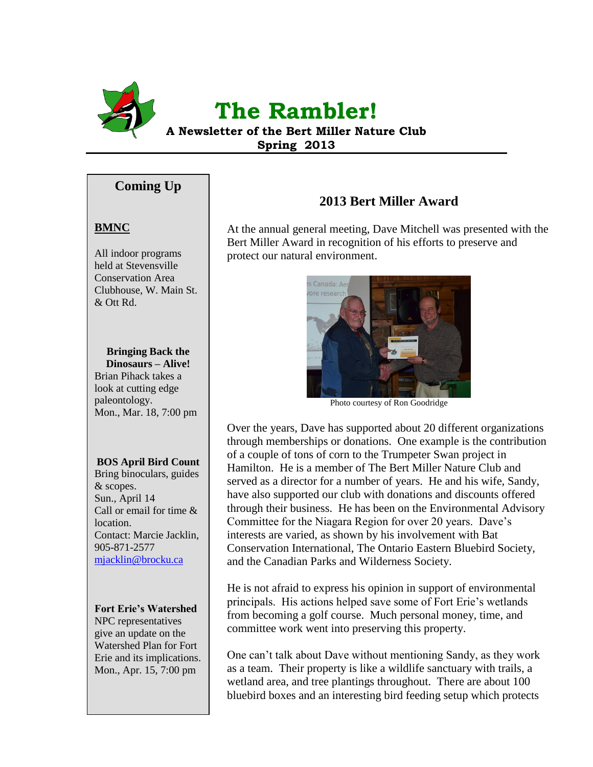# The Rambler!

**A Newsletter of the Bert Miller Nature Club**
**Spring 2013**

## Coming Up

### BMNC

All indoor programs held at Stevensville Conservation Area Clubhouse, W. Main St. & Ott Rd.

**Bringing Back the Dinosaurs – Alive!**
Brian Pihack takes a look at cutting edge paleontology.
Mon., Mar. 18, 7:00 pm

**BOS April Bird Count**
Bring binoculars, guides & scopes.
Sun., April 14
Call or email for time & location.
Contact: Marcie Jacklin, 905-871-2577
mjacklin@brocku.ca

**Fort Erie's Watershed**
NPC representatives give an update on the Watershed Plan for Fort Erie and its implications.
Mon., Apr. 15, 7:00 pm

## 2013 Bert Miller Award

At the annual general meeting, Dave Mitchell was presented with the Bert Miller Award in recognition of his efforts to preserve and protect our natural environment.

Photo courtesy of Ron Goodridge

Over the years, Dave has supported about 20 different organizations through memberships or donations. One example is the contribution of a couple of tons of corn to the Trumpeter Swan project in Hamilton. He is a member of The Bert Miller Nature Club and served as a director for a number of years. He and his wife, Sandy, have also supported our club with donations and discounts offered through their business. He has been on the Environmental Advisory Committee for the Niagara Region for over 20 years. Dave's interests are varied, as shown by his involvement with Bat Conservation International, The Ontario Eastern Bluebird Society, and the Canadian Parks and Wilderness Society.

He is not afraid to express his opinion in support of environmental principals. His actions helped save some of Fort Erie's wetlands from becoming a golf course. Much personal money, time, and committee work went into preserving this property.

One can't talk about Dave without mentioning Sandy, as they work as a team. Their property is like a wildlife sanctuary with trails, a wetland area, and tree plantings throughout. There are about 100 bluebird boxes and an interesting bird feeding setup which protects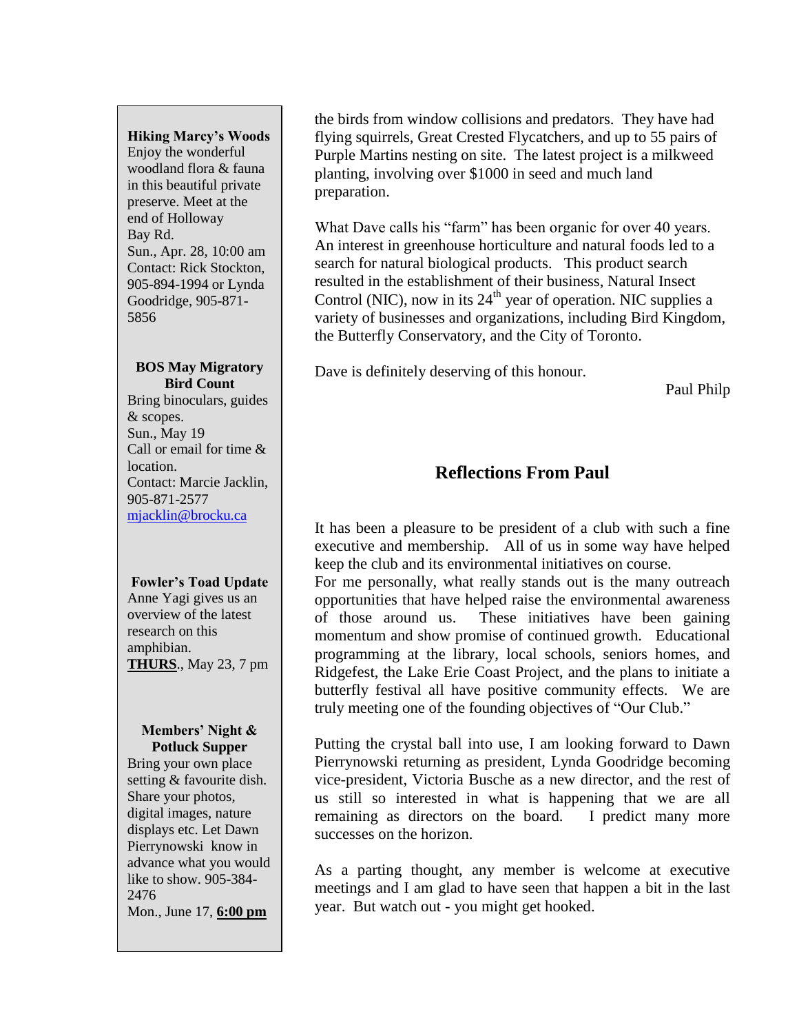the birds from window collisions and predators. They have had flying squirrels, Great Crested Flycatchers, and up to 55 pairs of Purple Martins nesting on site. The latest project is a milkweed planting, involving over $1000 in seed and much land preparation.

What Dave calls his "farm" has been organic for over 40 years. An interest in greenhouse horticulture and natural foods led to a search for natural biological products. This product search resulted in the establishment of their business, Natural Insect Control (NIC), now in its 24th year of operation. NIC supplies a variety of businesses and organizations, including Bird Kingdom, the Butterfly Conservatory, and the City of Toronto.

Dave is definitely deserving of this honour.

Paul Philp

## Reflections From Paul

It has been a pleasure to be president of a club with such a fine executive and membership. All of us in some way have helped keep the club and its environmental initiatives on course.

For me personally, what really stands out is the many outreach opportunities that have helped raise the environmental awareness of those around us. These initiatives have been gaining momentum and show promise of continued growth. Educational programming at the library, local schools, seniors homes, and Ridgefest, the Lake Erie Coast Project, and the plans to initiate a butterfly festival all have positive community effects. We are truly meeting one of the founding objectives of "Our Club."

Putting the crystal ball into use, I am looking forward to Dawn Pierrynowski returning as president, Lynda Goodridge becoming vice-president, Victoria Busche as a new director, and the rest of us still so interested in what is happening that we are all remaining as directors on the board. I predict many more successes on the horizon.

As a parting thought, any member is welcome at executive meetings and I am glad to have seen that happen a bit in the last year. But watch out - you might get hooked.

**Hiking Marcy's Woods**
Enjoy the wonderful woodland flora & fauna in this beautiful private preserve. Meet at the end of Holloway Bay Rd.
Sun., Apr. 28, 10:00 am
Contact: Rick Stockton, 905-894-1994 or Lynda Goodridge, 905-871-5856

**BOS May Migratory Bird Count**
Bring binoculars, guides & scopes.
Sun., May 19
Call or email for time & location.
Contact: Marcie Jacklin, 905-871-2577
mjacklin@brocku.ca

**Fowler's Toad Update**
Anne Yagi gives us an overview of the latest research on this amphibian.
**THURS**., May 23, 7 pm

**Members' Night & Potluck Supper**
Bring your own place setting & favourite dish. Share your photos, digital images, nature displays etc. Let Dawn Pierrynowski know in advance what you would like to show. 905-384-2476
Mon., June 17, **6:00 pm**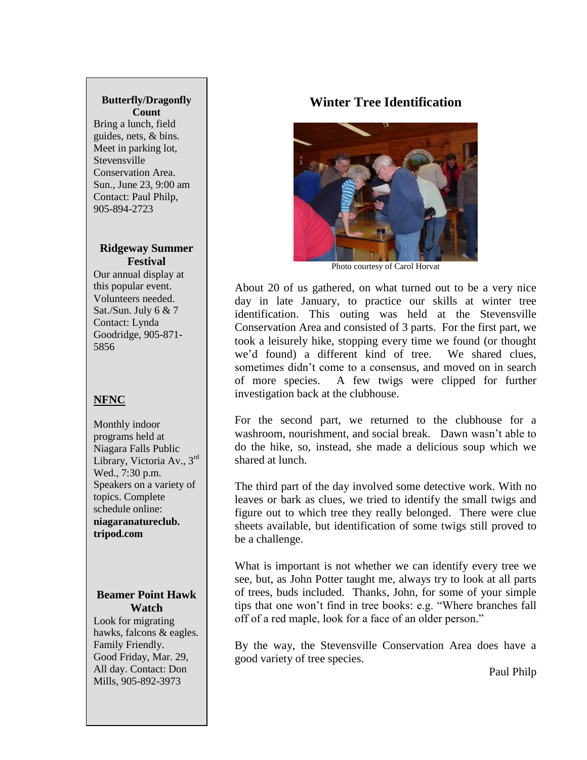**Butterfly/Dragonfly Count**

Bring a lunch, field guides, nets, & bins. Meet in parking lot, Stevensville Conservation Area. Sun., June 23, 9:00 am Contact: Paul Philp, 905-894-2723

**Ridgeway Summer Festival**

Our annual display at this popular event. Volunteers needed. Sat./Sun. July 6 & 7 Contact: Lynda Goodridge, 905-871-5856

**NFNC**

Monthly indoor programs held at Niagara Falls Public Library, Victoria Av., 3rd Wed., 7:30 p.m. Speakers on a variety of topics. Complete schedule online: **niagaranatureclub.tripod.com**

**Beamer Point Hawk Watch**

Look for migrating hawks, falcons & eagles. Family Friendly. Good Friday, Mar. 29, All day. Contact: Don Mills, 905-892-3973

## Winter Tree Identification

Photo courtesy of Carol Horvat

About 20 of us gathered, on what turned out to be a very nice day in late January, to practice our skills at winter tree identification. This outing was held at the Stevensville Conservation Area and consisted of 3 parts. For the first part, we took a leisurely hike, stopping every time we found (or thought we'd found) a different kind of tree. We shared clues, sometimes didn't come to a consensus, and moved on in search of more species. A few twigs were clipped for further investigation back at the clubhouse.

For the second part, we returned to the clubhouse for a washroom, nourishment, and social break. Dawn wasn't able to do the hike, so, instead, she made a delicious soup which we shared at lunch.

The third part of the day involved some detective work. With no leaves or bark as clues, we tried to identify the small twigs and figure out to which tree they really belonged. There were clue sheets available, but identification of some twigs still proved to be a challenge.

What is important is not whether we can identify every tree we see, but, as John Potter taught me, always try to look at all parts of trees, buds included. Thanks, John, for some of your simple tips that one won't find in tree books: e.g. "Where branches fall off of a red maple, look for a face of an older person."

By the way, the Stevensville Conservation Area does have a good variety of tree species.

Paul Philp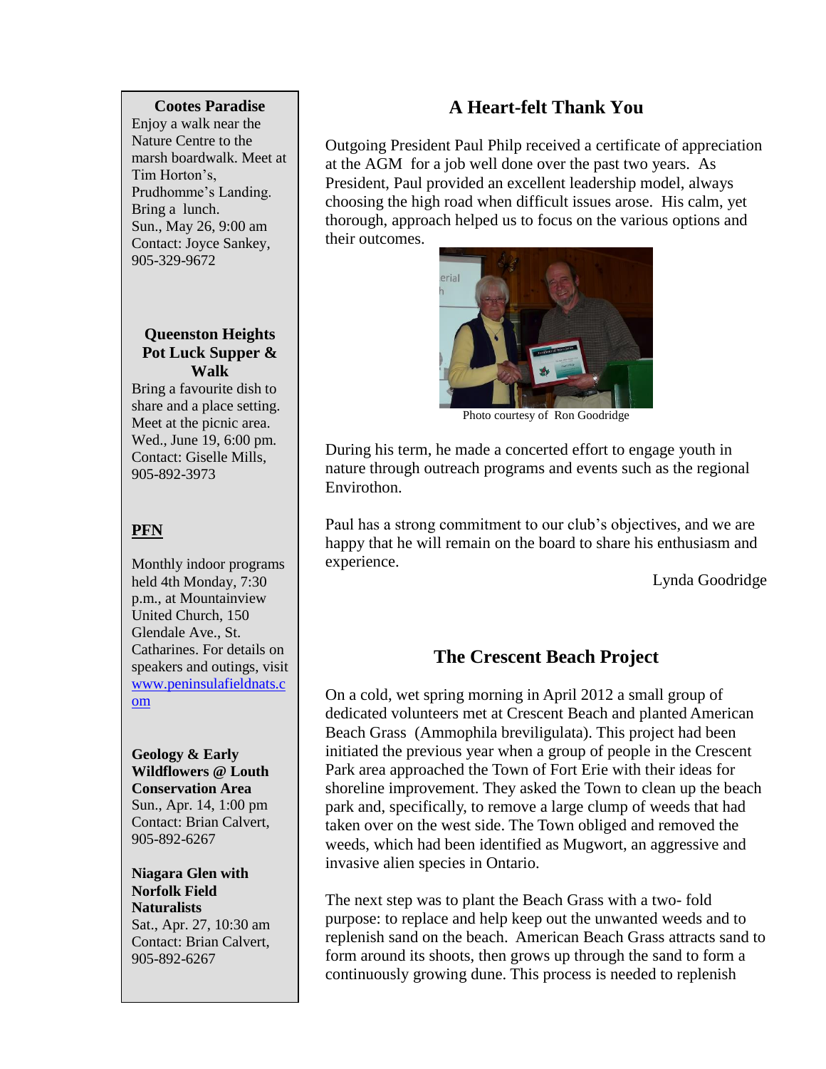**Cootes Paradise**

Enjoy a walk near the Nature Centre to the marsh boardwalk. Meet at Tim Horton's, Prudhomme's Landing. Bring a lunch.
Sun., May 26, 9:00 am
Contact: Joyce Sankey, 905-329-9672

**Queenston Heights Pot Luck Supper & Walk**

Bring a favourite dish to share and a place setting. Meet at the picnic area.
Wed., June 19, 6:00 pm.
Contact: Giselle Mills, 905-892-3973

**PFN**

Monthly indoor programs held 4th Monday, 7:30 p.m., at Mountainview United Church, 150 Glendale Ave., St. Catharines. For details on speakers and outings, visit www.peninsulafieldnats.com

**Geology & Early Wildflowers @ Louth Conservation Area**
Sun., Apr. 14, 1:00 pm
Contact: Brian Calvert, 905-892-6267

**Niagara Glen with Norfolk Field Naturalists**
Sat., Apr. 27, 10:30 am
Contact: Brian Calvert, 905-892-6267

## A Heart-felt Thank You

Outgoing President Paul Philp received a certificate of appreciation at the AGM for a job well done over the past two years. As President, Paul provided an excellent leadership model, always choosing the high road when difficult issues arose. His calm, yet thorough, approach helped us to focus on the various options and their outcomes.

Photo courtesy of Ron Goodridge

During his term, he made a concerted effort to engage youth in nature through outreach programs and events such as the regional Envirothon.

Paul has a strong commitment to our club's objectives, and we are happy that he will remain on the board to share his enthusiasm and experience.

Lynda Goodridge

## The Crescent Beach Project

On a cold, wet spring morning in April 2012 a small group of dedicated volunteers met at Crescent Beach and planted American Beach Grass (Ammophila breviligulata). This project had been initiated the previous year when a group of people in the Crescent Park area approached the Town of Fort Erie with their ideas for shoreline improvement. They asked the Town to clean up the beach park and, specifically, to remove a large clump of weeds that had taken over on the west side. The Town obliged and removed the weeds, which had been identified as Mugwort, an aggressive and invasive alien species in Ontario.

The next step was to plant the Beach Grass with a two- fold purpose: to replace and help keep out the unwanted weeds and to replenish sand on the beach. American Beach Grass attracts sand to form around its shoots, then grows up through the sand to form a continuously growing dune. This process is needed to replenish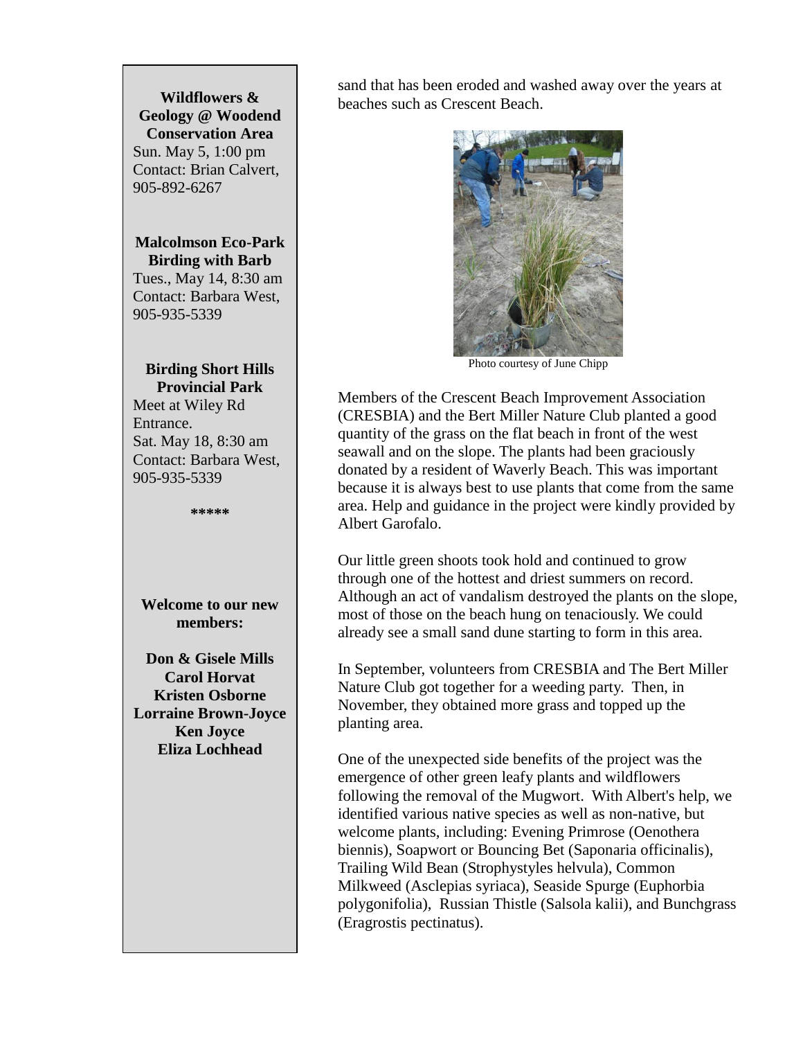**Wildflowers & Geology @ Woodend Conservation Area**
Sun. May 5, 1:00 pm
Contact: Brian Calvert, 905-892-6267

**Malcolmson Eco-Park Birding with Barb**
Tues., May 14, 8:30 am
Contact: Barbara West, 905-935-5339

**Birding Short Hills Provincial Park**
Meet at Wiley Rd Entrance.
Sat. May 18, 8:30 am
Contact: Barbara West, 905-935-5339

*****

**Welcome to our new members:**

**Don & Gisele Mills**
**Carol Horvat**
**Kristen Osborne**
**Lorraine Brown-Joyce**
**Ken Joyce**
**Eliza Lochhead**

sand that has been eroded and washed away over the years at beaches such as Crescent Beach.

Photo courtesy of June Chipp

Members of the Crescent Beach Improvement Association (CRESBIA) and the Bert Miller Nature Club planted a good quantity of the grass on the flat beach in front of the west seawall and on the slope. The plants had been graciously donated by a resident of Waverly Beach. This was important because it is always best to use plants that come from the same area. Help and guidance in the project were kindly provided by Albert Garofalo.

Our little green shoots took hold and continued to grow through one of the hottest and driest summers on record. Although an act of vandalism destroyed the plants on the slope, most of those on the beach hung on tenaciously. We could already see a small sand dune starting to form in this area.

In September, volunteers from CRESBIA and The Bert Miller Nature Club got together for a weeding party. Then, in November, they obtained more grass and topped up the planting area.

One of the unexpected side benefits of the project was the emergence of other green leafy plants and wildflowers following the removal of the Mugwort. With Albert's help, we identified various native species as well as non-native, but welcome plants, including: Evening Primrose (Oenothera biennis), Soapwort or Bouncing Bet (Saponaria officinalis), Trailing Wild Bean (Strophystyles helvula), Common Milkweed (Asclepias syriaca), Seaside Spurge (Euphorbia polygonifolia), Russian Thistle (Salsola kalii), and Bunchgrass (Eragrostis pectinatus).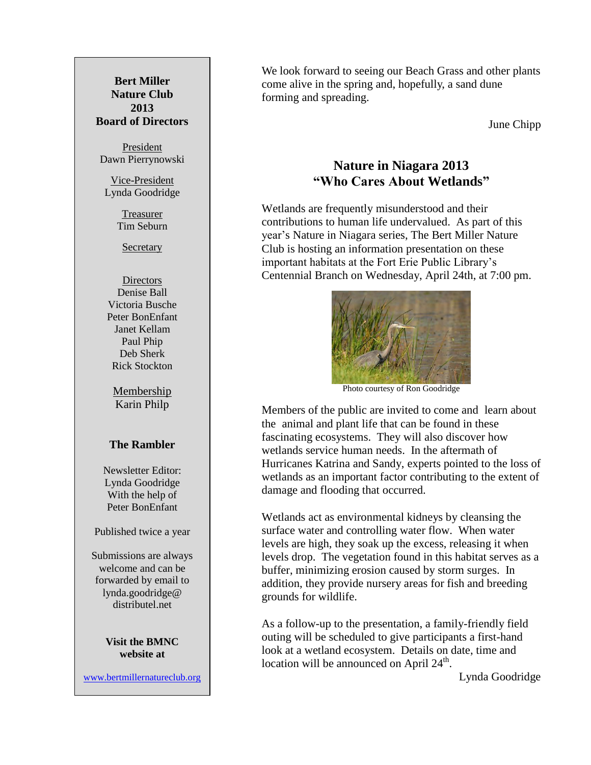**Bert Miller Nature Club 2013 Board of Directors**

President
Dawn Pierrynowski

Vice-President
Lynda Goodridge

Treasurer
Tim Seburn

Secretary

Directors
Denise Ball
Victoria Busche
Peter BonEnfant
Janet Kellam
Paul Phip
Deb Sherk
Rick Stockton

Membership
Karin Philp

**The Rambler**

Newsletter Editor:
Lynda Goodridge
With the help of
Peter BonEnfant

Published twice a year

Submissions are always welcome and can be forwarded by email to lynda.goodridge@distributel.net

**Visit the BMNC website at**

www.bertmillernatureclub.org

---

We look forward to seeing our Beach Grass and other plants come alive in the spring and, hopefully, a sand dune forming and spreading.

June Chipp

## Nature in Niagara 2013
## "Who Cares About Wetlands"

Wetlands are frequently misunderstood and their contributions to human life undervalued. As part of this year's Nature in Niagara series, The Bert Miller Nature Club is hosting an information presentation on these important habitats at the Fort Erie Public Library's Centennial Branch on Wednesday, April 24th, at 7:00 pm.

Photo courtesy of Ron Goodridge

Members of the public are invited to come and learn about the animal and plant life that can be found in these fascinating ecosystems. They will also discover how wetlands service human needs. In the aftermath of Hurricanes Katrina and Sandy, experts pointed to the loss of wetlands as an important factor contributing to the extent of damage and flooding that occurred.

Wetlands act as environmental kidneys by cleansing the surface water and controlling water flow. When water levels are high, they soak up the excess, releasing it when levels drop. The vegetation found in this habitat serves as a buffer, minimizing erosion caused by storm surges. In addition, they provide nursery areas for fish and breeding grounds for wildlife.

As a follow-up to the presentation, a family-friendly field outing will be scheduled to give participants a first-hand look at a wetland ecosystem. Details on date, time and location will be announced on April 24th.

Lynda Goodridge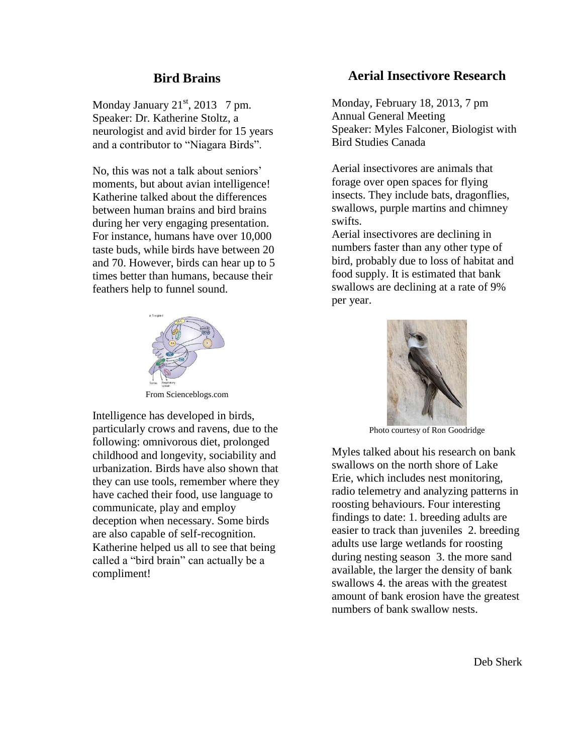## Bird Brains

Monday January 21st, 2013 7 pm.
Speaker: Dr. Katherine Stoltz, a neurologist and avid birder for 15 years and a contributor to "Niagara Birds".

No, this was not a talk about seniors' moments, but about avian intelligence! Katherine talked about the differences between human brains and bird brains during her very engaging presentation. For instance, humans have over 10,000 taste buds, while birds have between 20 and 70. However, birds can hear up to 5 times better than humans, because their feathers help to funnel sound.

From Scienceblogs.com

Intelligence has developed in birds, particularly crows and ravens, due to the following: omnivorous diet, prolonged childhood and longevity, sociability and urbanization. Birds have also shown that they can use tools, remember where they have cached their food, use language to communicate, play and employ deception when necessary. Some birds are also capable of self-recognition. Katherine helped us all to see that being called a "bird brain" can actually be a compliment!

## Aerial Insectivore Research

Monday, February 18, 2013, 7 pm
Annual General Meeting
Speaker: Myles Falconer, Biologist with Bird Studies Canada

Aerial insectivores are animals that forage over open spaces for flying insects. They include bats, dragonflies, swallows, purple martins and chimney swifts.
Aerial insectivores are declining in numbers faster than any other type of bird, probably due to loss of habitat and food supply. It is estimated that bank swallows are declining at a rate of 9% per year.

Photo courtesy of Ron Goodridge

Myles talked about his research on bank swallows on the north shore of Lake Erie, which includes nest monitoring, radio telemetry and analyzing patterns in roosting behaviours. Four interesting findings to date: 1. breeding adults are easier to track than juveniles 2. breeding adults use large wetlands for roosting during nesting season 3. the more sand available, the larger the density of bank swallows 4. the areas with the greatest amount of bank erosion have the greatest numbers of bank swallow nests.

Deb Sherk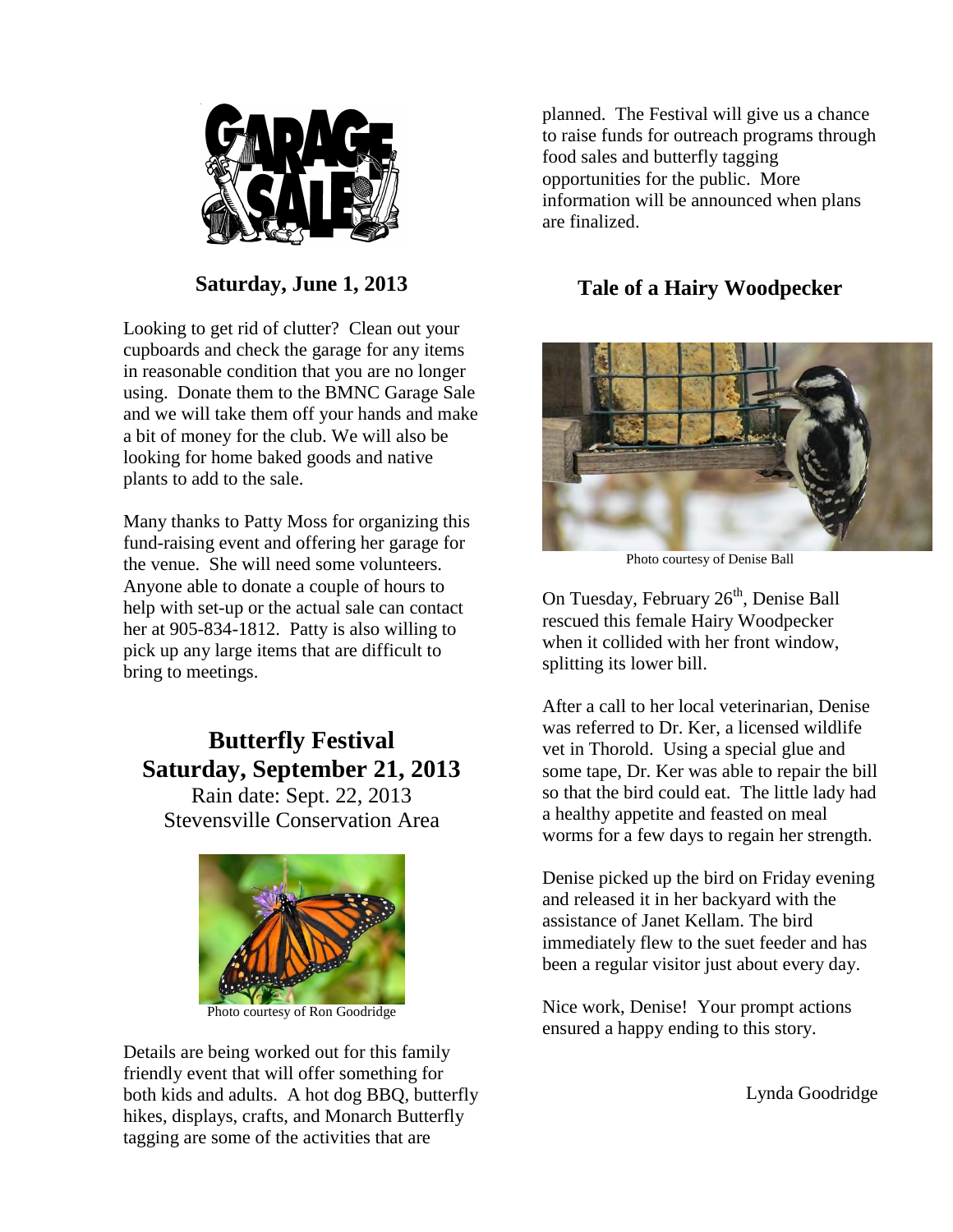## Saturday, June 1, 2013

Looking to get rid of clutter? Clean out your cupboards and check the garage for any items in reasonable condition that you are no longer using. Donate them to the BMNC Garage Sale and we will take them off your hands and make a bit of money for the club. We will also be looking for home baked goods and native plants to add to the sale.

Many thanks to Patty Moss for organizing this fund-raising event and offering her garage for the venue. She will need some volunteers. Anyone able to donate a couple of hours to help with set-up or the actual sale can contact her at 905-834-1812. Patty is also willing to pick up any large items that are difficult to bring to meetings.

## Butterfly Festival
## Saturday, September 21, 2013

Rain date: Sept. 22, 2013
Stevensville Conservation Area

Photo courtesy of Ron Goodridge

Details are being worked out for this family friendly event that will offer something for both kids and adults. A hot dog BBQ, butterfly hikes, displays, crafts, and Monarch Butterfly tagging are some of the activities that are planned. The Festival will give us a chance to raise funds for outreach programs through food sales and butterfly tagging opportunities for the public. More information will be announced when plans are finalized.

## Tale of a Hairy Woodpecker

Photo courtesy of Denise Ball

On Tuesday, February 26th, Denise Ball rescued this female Hairy Woodpecker when it collided with her front window, splitting its lower bill.

After a call to her local veterinarian, Denise was referred to Dr. Ker, a licensed wildlife vet in Thorold. Using a special glue and some tape, Dr. Ker was able to repair the bill so that the bird could eat. The little lady had a healthy appetite and feasted on meal worms for a few days to regain her strength.

Denise picked up the bird on Friday evening and released it in her backyard with the assistance of Janet Kellam. The bird immediately flew to the suet feeder and has been a regular visitor just about every day.

Nice work, Denise! Your prompt actions ensured a happy ending to this story.

Lynda Goodridge